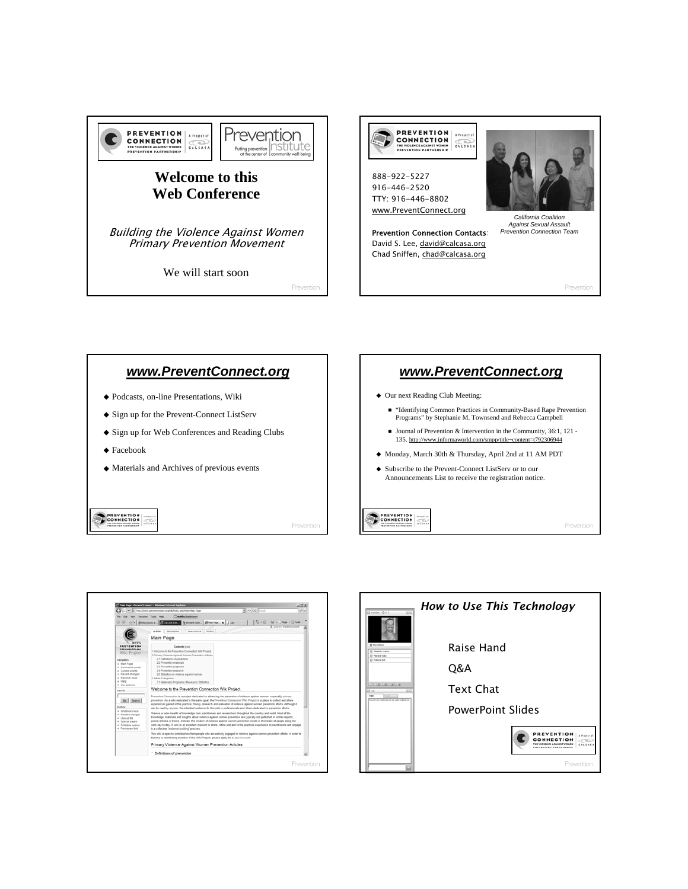PREVENTION CONNECTION
THE VIOLENCE AGAINST WOMEN PREVENTION PARTNERSHIP
A Project of CALCASA

Prevention Institute
Putting prevention at the center of community well-being

# Welcome to this Web Conference

*Building the Violence Against Women Primary Prevention Movement*

We will start soon

---

PREVENTION CONNECTION
THE VIOLENCE AGAINST WOMEN PREVENTION PARTNERSHIP
A Project of CALCASA

888-922-5227
916-446-2520
TTY: 916-446-8802
www.PreventConnect.org

**Prevention Connection Contacts**:
David S. Lee, david@calcasa.org
Chad Sniffen, chad@calcasa.org

*California Coalition Against Sexual Assault Prevention Connection Team*

---

## *www.PreventConnect.org*

- Podcasts, on-line Presentations, Wiki
- Sign up for the Prevent-Connect ListServ
- Sign up for Web Conferences and Reading Clubs
- Facebook
- Materials and Archives of previous events

---

## *www.PreventConnect.org*

- Our next Reading Club Meeting:
  - "Identifying Common Practices in Community-Based Rape Prevention Programs" by Stephanie M. Townsend and Rebecca Campbell
  - Journal of Prevention & Intervention in the Community, 36:1, 121 - 135. http://www.informaworld.com/smpp/title~content=t792306944
- Monday, March 30th & Thursday, April 2nd at 11 AM PDT
- Subscribe to the Prevent-Connect ListServ or to our Announcements List to receive the registration notice.

---

## *How to Use This Technology*

Raise Hand

Q&A

Text Chat

PowerPoint Slides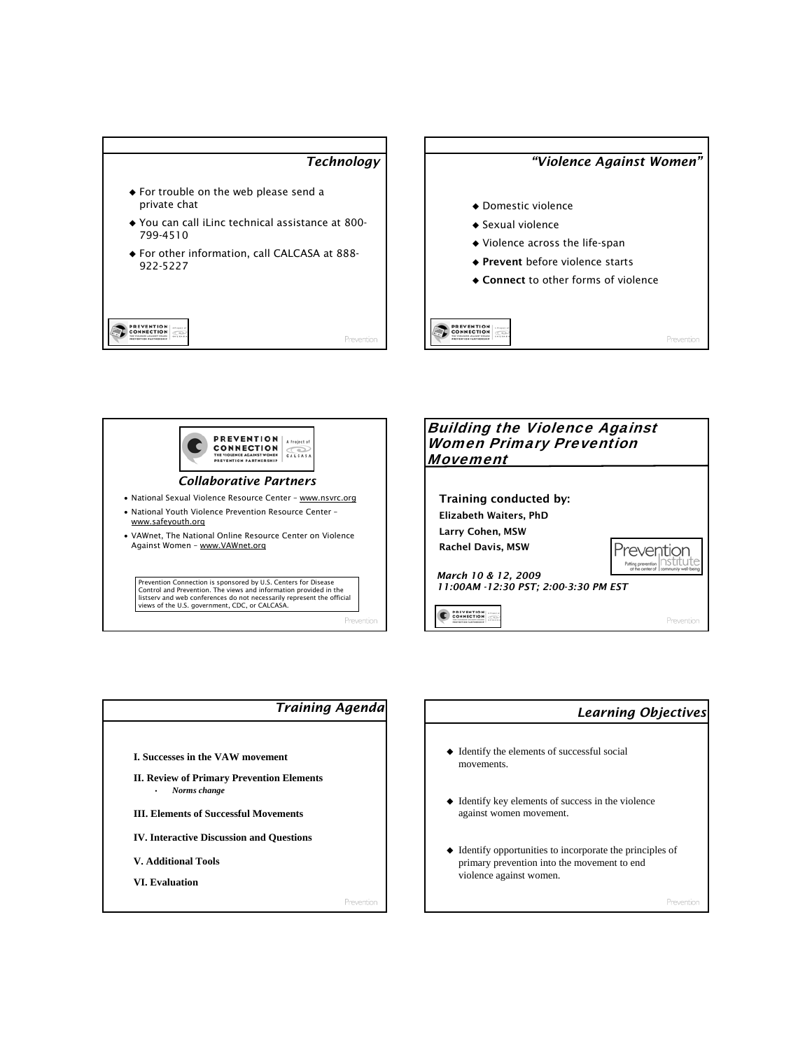## Technology

- For trouble on the web please send a private chat
- You can call iLinc technical assistance at 800-799-4510
- For other information, call CALCASA at 888-922-5227

## "Violence Against Women"

- Domestic violence
- Sexual violence
- Violence across the life-span
- **Prevent** before violence starts
- **Connect** to other forms of violence

PREVENTION CONNECTION
THE VIOLENCE AGAINST WOMEN PREVENTION PARTNERSHIP
A Project of CALCASA

## *Collaborative Partners*

- National Sexual Violence Resource Center – www.nsvrc.org
- National Youth Violence Prevention Resource Center – www.safeyouth.org
- VAWnet, The National Online Resource Center on Violence Against Women – www.VAWnet.org

Prevention Connection is sponsored by U.S. Centers for Disease Control and Prevention. The views and information provided in the listserv and web conferences do not necessarily represent the official views of the U.S. government, CDC, or CALCASA.

## *Building the Violence Against Women Primary Prevention Movement*

**Training conducted by:**

**Elizabeth Waiters, PhD**

**Larry Cohen, MSW**

**Rachel Davis, MSW**

Prevention Institute
Putting prevention at the center of community well-being

*March 10 & 12, 2009*
*11:00AM -12:30 PST; 2:00-3:30 PM EST*

## *Training Agenda*

**I. Successes in the VAW movement**

**II. Review of Primary Prevention Elements**
- ***Norms change***

**III. Elements of Successful Movements**

**IV. Interactive Discussion and Questions**

**V. Additional Tools**

**VI. Evaluation**

## *Learning Objectives*

- Identify the elements of successful social movements.
- Identify key elements of success in the violence against women movement.
- Identify opportunities to incorporate the principles of primary prevention into the movement to end violence against women.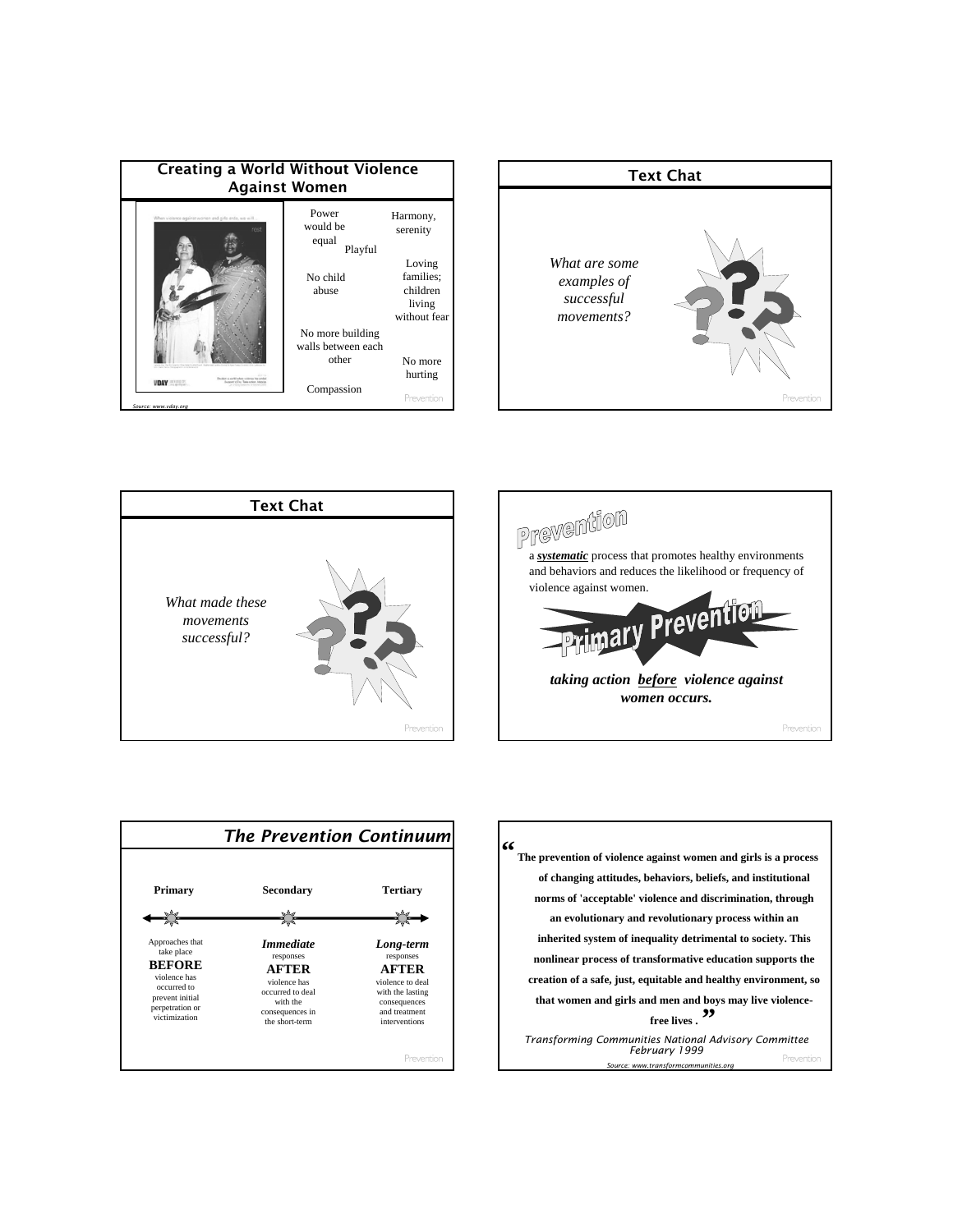## Creating a World Without Violence Against Women

Power would be equal

Harmony, serenity

Playful

No child abuse

Loving families; children living without fear

No more building walls between each other

No more hurting

Compassion

*Source: www.vday.org*

## Text Chat

*What are some examples of successful movements?*

## Text Chat

*What made these movements successful?*

## Prevention

a ***systematic*** process that promotes healthy environments and behaviors and reduces the likelihood or frequency of violence against women.

**Primary Prevention**

***taking action before violence against women occurs.***

## *The Prevention Continuum*

| Primary | Secondary | Tertiary |
| --- | --- | --- |
| Approaches that take place **BEFORE** violence has occurred to prevent initial perpetration or victimization | ***Immediate*** responses **AFTER** violence has occurred to deal with the consequences in the short-term | ***Long-term*** responses **AFTER** violence to deal with the lasting consequences and treatment interventions |

**"The prevention of violence against women and girls is a process of changing attitudes, behaviors, beliefs, and institutional norms of 'acceptable' violence and discrimination, through an evolutionary and revolutionary process within an inherited system of inequality detrimental to society. This nonlinear process of transformative education supports the creation of a safe, just, equitable and healthy environment, so that women and girls and men and boys may live violence-free lives."**

*Transforming Communities National Advisory Committee February 1999*

*Source: www.transformcommunities.org*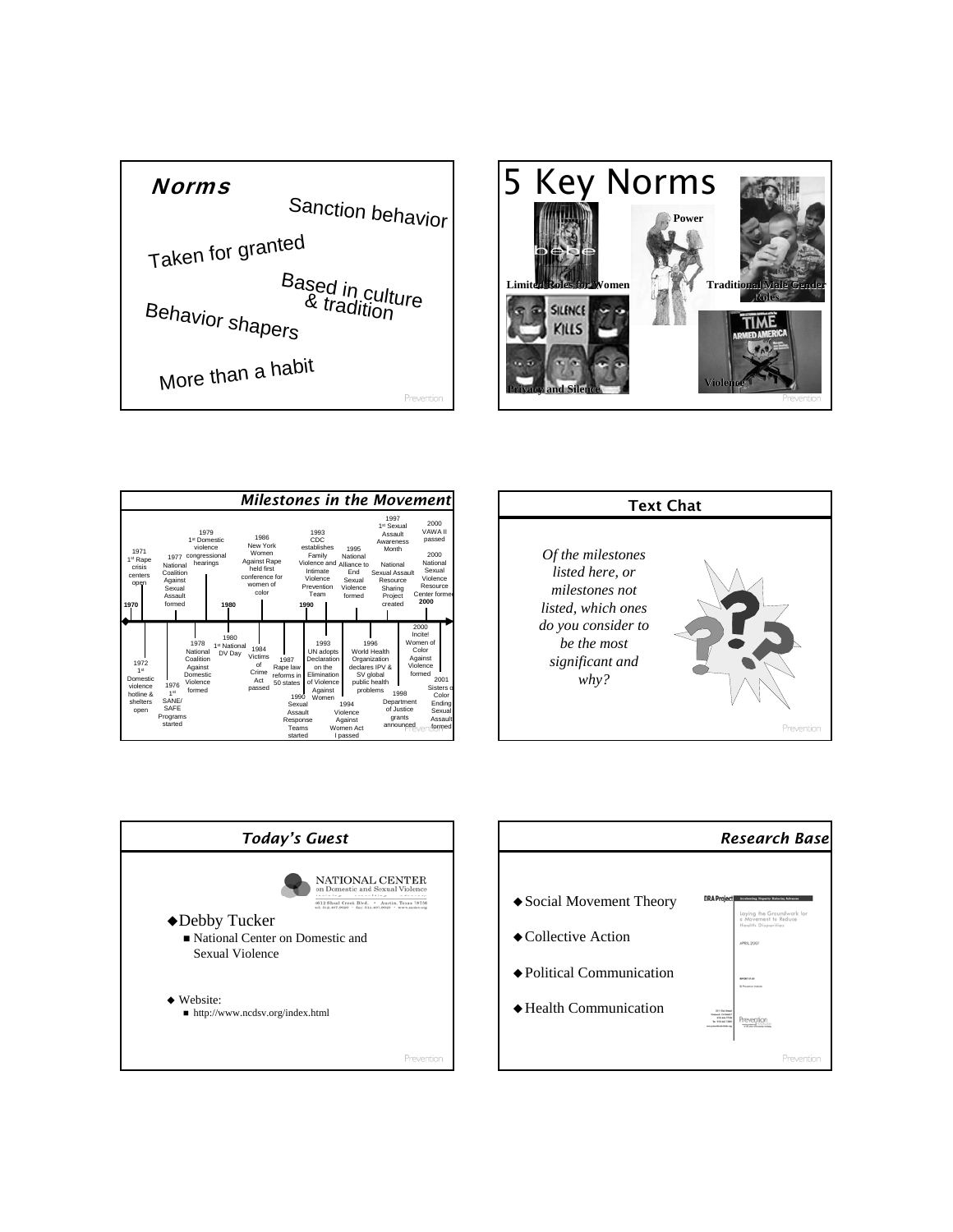## Norms

Sanction behavior

Taken for granted

Based in culture & tradition

Behavior shapers

More than a habit

## 5 Key Norms

Limited Roles for Women

Power

Traditional Male Gender Roles

Privacy and Silence

Violence

## Milestones in the Movement

1970

1971 1st Rape crisis centers open

1972 1st Domestic violence hotline & shelters open

1976 1st SANE/ SAFE Programs started

1977 National Coalition Against Sexual Assault formed

1978 National Coalition Against Domestic Violence formed

1979 1st Domestic violence congressional hearings

1980

1980 1st National DV Day

1984 Victims of Crime Act passed

1986 New York Women Against Rape held first conference for women of color

1987 Rape law reforms in 50 states

1990

1990 Sexual Assault Response Teams started

1993 CDC establishes Family Violence and Intimate Violence Prevention Team

1993 UN adopts Declaration on the Elimination of Violence Against Women

1994 Violence Against Women Act I passed

1995 National Alliance to End Sexual Violence formed

1996 World Health Organization declares IPV & SV global public health problems

1997 1st Sexual Assault Awareness Month

National Sexual Assault Resource Sharing Project created

1998 Department of Justice grants announced

2000

2000 VAWA II passed

2000 National Sexual Violence Resource Center formed

2000 Incite! Women of Color Against Violence formed

2001 Sisters of Color Ending Sexual Assault formed

## Text Chat

*Of the milestones listed here, or milestones not listed, which ones do you consider to be the most significant and why?*

## Today's Guest

NATIONAL CENTER on Domestic and Sexual Violence

4612 Shoal Creek Blvd. • Austin, Texas 78756

- Debby Tucker
  - National Center on Domestic and Sexual Violence
- Website:
  - http://www.ncdsv.org/index.html

## Research Base

- Social Movement Theory
- Collective Action
- Political Communication
- Health Communication

DRA Project

Laying the Groundwork for a Movement to Reduce Health Disparities

APRIL 2007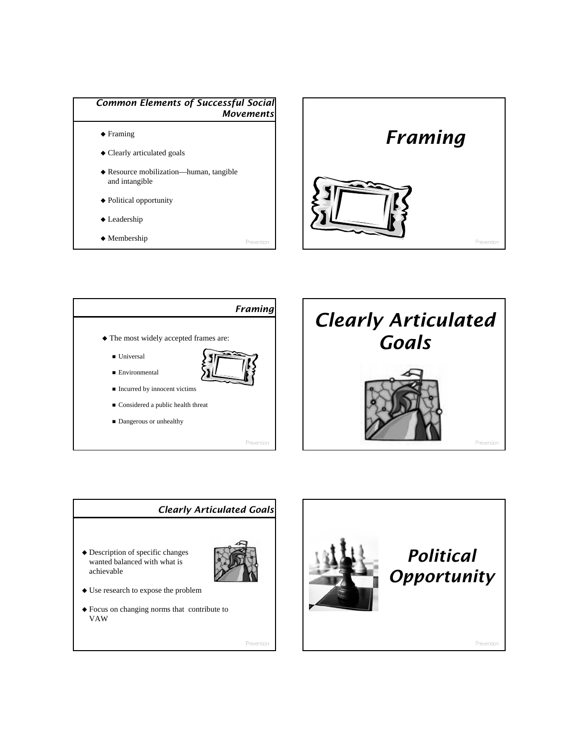## Common Elements of Successful Social Movements

- Framing
- Clearly articulated goals
- Resource mobilization—human, tangible and intangible
- Political opportunity
- Leadership
- Membership

## Framing

## Framing

- The most widely accepted frames are:
  - Universal
  - Environmental
  - Incurred by innocent victims
  - Considered a public health threat
  - Dangerous or unhealthy

## Clearly Articulated Goals

## Clearly Articulated Goals

- Description of specific changes wanted balanced with what is achievable
- Use research to expose the problem
- Focus on changing norms that contribute to VAW

## Political Opportunity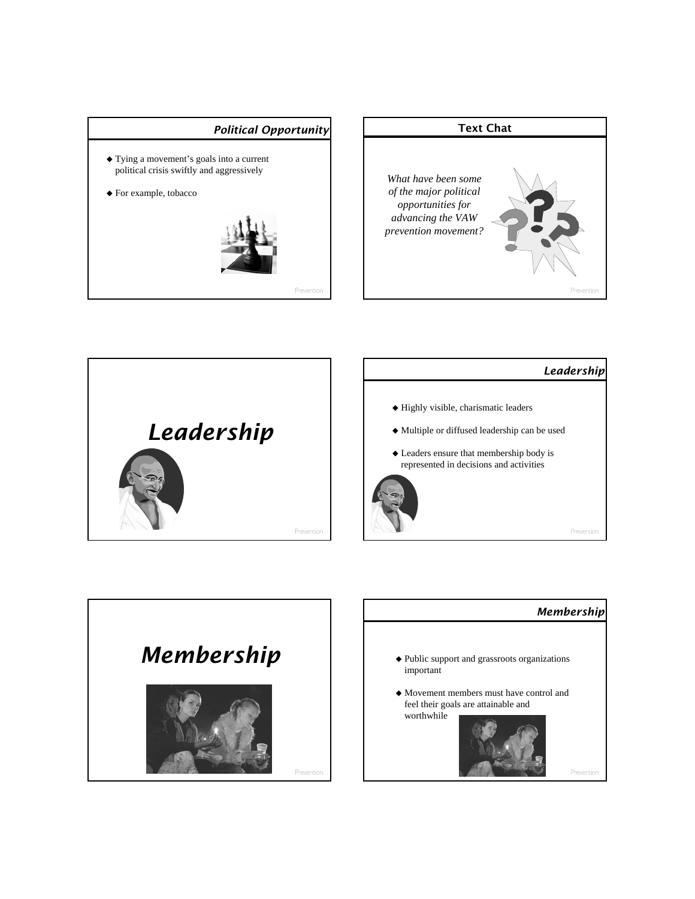## Political Opportunity

- Tying a movement's goals into a current political crisis swiftly and aggressively
- For example, tobacco

## Text Chat

*What have been some of the major political opportunities for advancing the VAW prevention movement?*

# Leadership

## Leadership

- Highly visible, charismatic leaders
- Multiple or diffused leadership can be used
- Leaders ensure that membership body is represented in decisions and activities

# Membership

## Membership

- Public support and grassroots organizations important
- Movement members must have control and feel their goals are attainable and worthwhile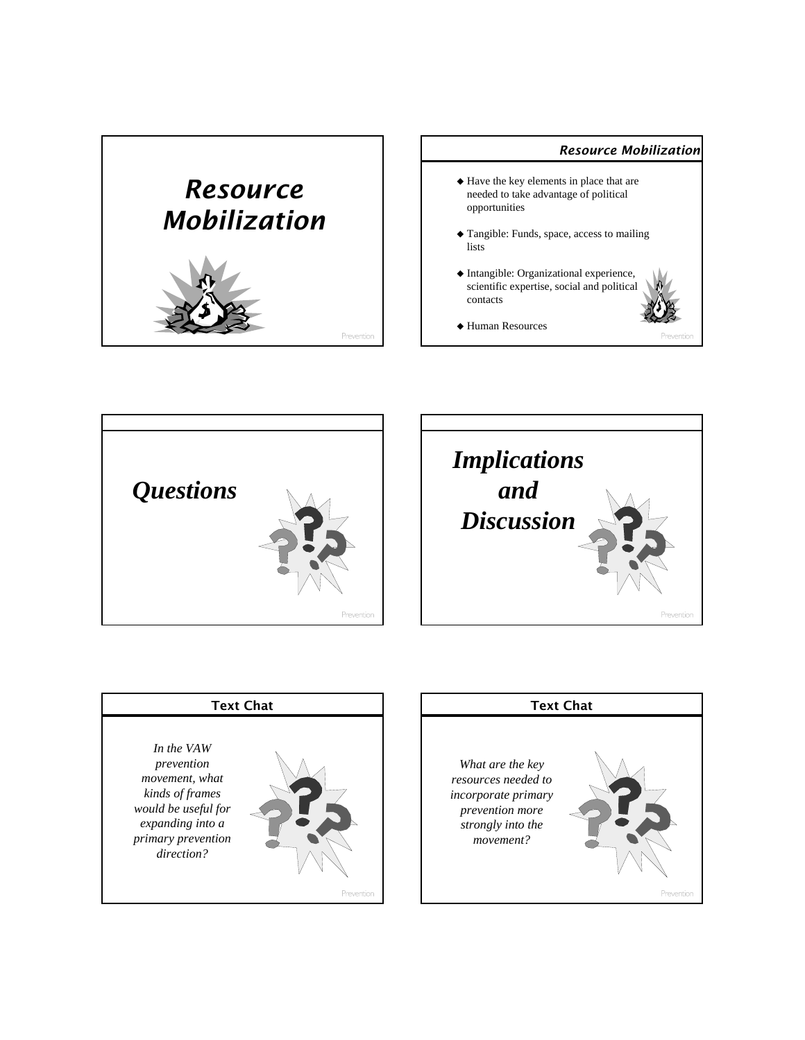# Resource Mobilization

## Resource Mobilization

- Have the key elements in place that are needed to take advantage of political opportunities
- Tangible: Funds, space, access to mailing lists
- Intangible: Organizational experience, scientific expertise, social and political contacts
- Human Resources

## *Questions*

## *Implications and Discussion*

## Text Chat

*In the VAW prevention movement, what kinds of frames would be useful for expanding into a primary prevention direction?*

## Text Chat

*What are the key resources needed to incorporate primary prevention more strongly into the movement?*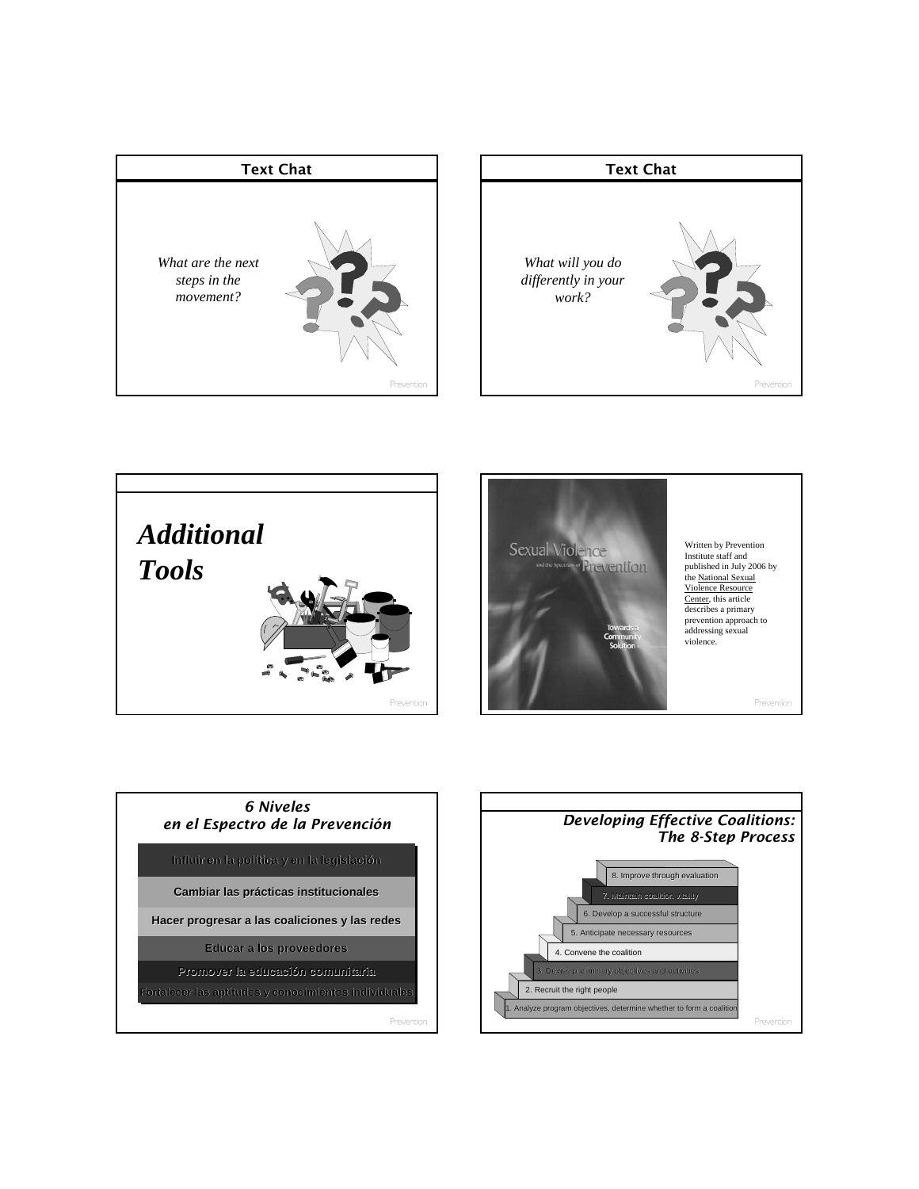## Text Chat

*What are the next steps in the movement?*

## Text Chat

*What will you do differently in your work?*

## *Additional Tools*

Sexual Violence and the Spectrum of Prevention

Towards a Community Solution

Written by Prevention Institute staff and published in July 2006 by the National Sexual Violence Resource Center, this article describes a primary prevention approach to addressing sexual violence.

## *6 Niveles en el Espectro de la Prevención*

- Influir en la política y en la legislación
- Cambiar las prácticas institucionales
- Hacer progresar a las coaliciones y las redes
- Educar a los proveedores
- Promover la educación comunitaria
- Fortalecer las aptitudes y conocimientos individuales

## *Developing Effective Coalitions: The 8-Step Process*

8. Improve through evaluation
7. Maintain coalition vitality
6. Develop a successful structure
5. Anticipate necessary resources
4. Convene the coalition
3. Devise preliminary objectives and activities
2. Recruit the right people
1. Analyze program objectives, determine whether to form a coalition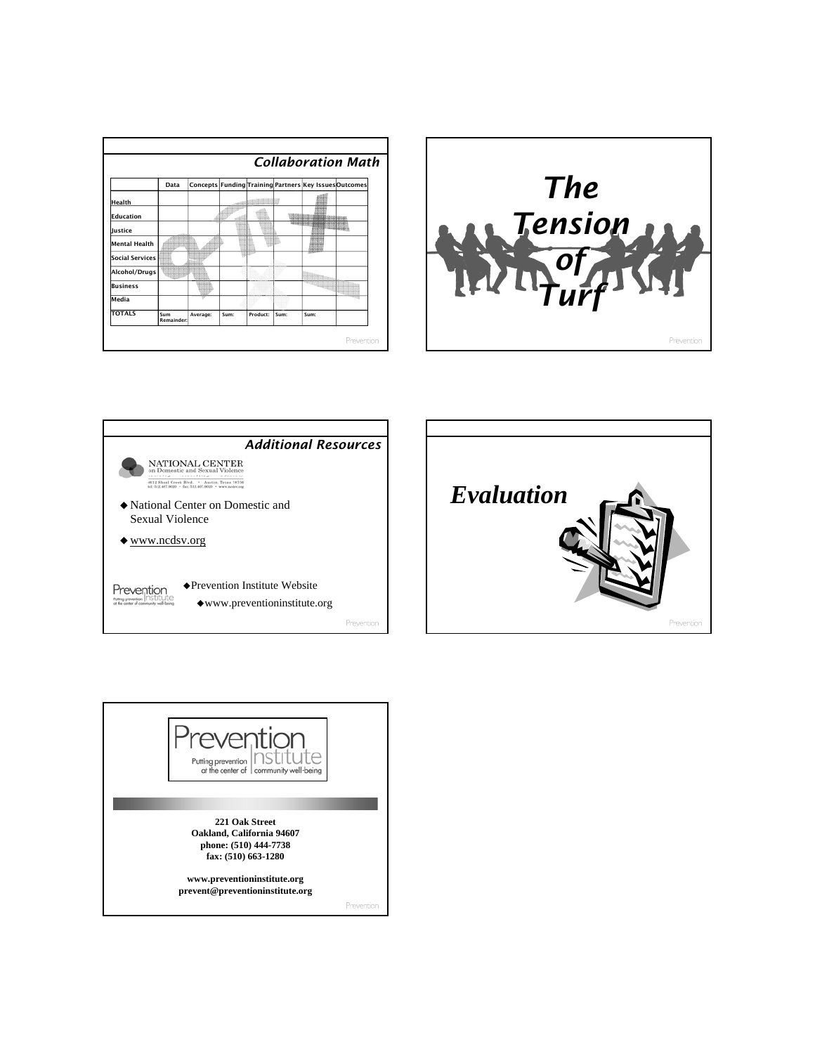## Collaboration Math

| | Data | Concepts | Funding | Training | Partners | Key Issues | Outcomes |
|---|---|---|---|---|---|---|---|
| Health | | | | | | | |
| Education | | | | | | | |
| Justice | | | | | | | |
| Mental Health | | | | | | | |
| Social Services | | | | | | | |
| Alcohol/Drugs | | | | | | | |
| Business | | | | | | | |
| Media | | | | | | | |
| TOTALS | Sum Remainder: | Average: | Sum: | Product: | Sum: | Sum: | |

## The Tension of Turf

## Additional Resources

NATIONAL CENTER on Domestic and Sexual Violence

- National Center on Domestic and Sexual Violence
- www.ncdsv.org

- Prevention Institute Website
  - www.preventioninstitute.org

## Evaluation

Prevention Institute
Putting prevention at the center of community well-being

**221 Oak Street**
**Oakland, California 94607**
**phone: (510) 444-7738**
**fax: (510) 663-1280**

**www.preventioninstitute.org**
**prevent@preventioninstitute.org**